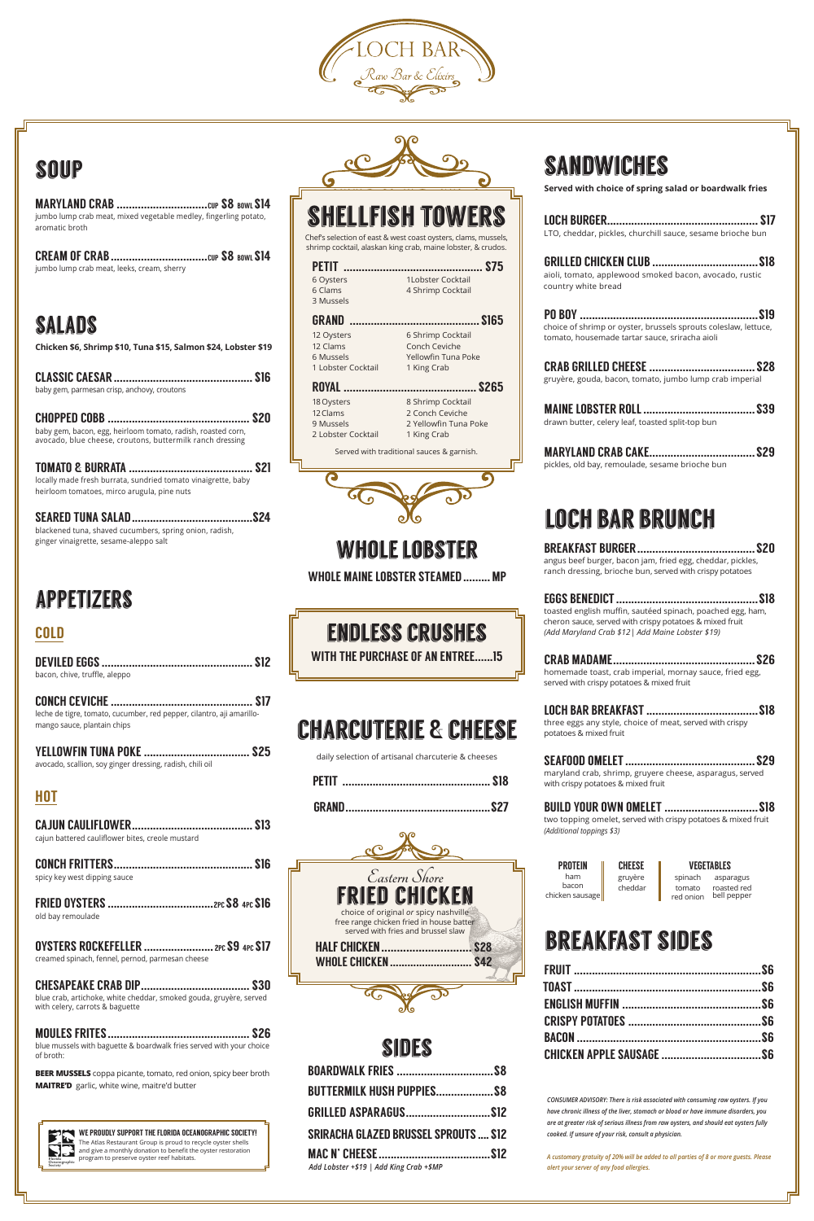# LOCH BAR
*Raw Bar & Elixirs*

## SOUP

**MARYLAND CRAB** .............................. CUP $8 BOWL $14
jumbo lump crab meat, mixed vegetable medley, fingerling potato, aromatic broth

**CREAM OF CRAB** .............................. CUP $8 BOWL $14
jumbo lump crab meat, leeks, cream, sherry

## SALADS

**Chicken $6, Shrimp $10, Tuna $15, Salmon $24, Lobster $19**

**CLASSIC CAESAR** .............................. $16
baby gem, parmesan crisp, anchovy, croutons

**CHOPPED COBB** .............................. $20
baby gem, bacon, egg, heirloom tomato, radish, roasted corn, avocado, blue cheese, croutons, buttermilk ranch dressing

**TOMATO & BURRATA** .............................. $21
locally made fresh burrata, sundried tomato vinaigrette, baby heirloom tomatoes, mirco arugula, pine nuts

**SEARED TUNA SALAD** .............................. $24
blackened tuna, shaved cucumbers, spring onion, radish, ginger vinaigrette, sesame-aleppo salt

## APPETIZERS

### COLD

**DEVILED EGGS** .............................. $12
bacon, chive, truffle, aleppo

**CONCH CEVICHE** .............................. $17
leche de tigre, tomato, cucumber, red pepper, cilantro, aji amarillo-mango sauce, plantain chips

**YELLOWFIN TUNA POKE** .............................. $25
avocado, scallion, soy ginger dressing, radish, chili oil

### HOT

**CAJUN CAULIFLOWER** .............................. $13
cajun battered cauliflower bites, creole mustard

**CONCH FRITTERS** .............................. $16
spicy key west dipping sauce

**FRIED OYSTERS** .............................. 2PC $8 4PC $16
old bay remoulade

**OYSTERS ROCKEFELLER** .............................. 2PC $9 4PC $17
creamed spinach, fennel, pernod, parmesan cheese

**CHESAPEAKE CRAB DIP** .............................. $30
blue crab, artichoke, white cheddar, smoked gouda, gruyère, served with celery, carrots & baguette

**MOULES FRITES** .............................. $26
blue mussels with baguette & boardwalk fries served with your choice of broth:

**BEER MUSSELS** coppa picante, tomato, red onion, spicy beer broth
**MAITRE'D** garlic, white wine, maitre'd butter

**WE PROUDLY SUPPORT THE FLORIDA OCEANOGRAPHIC SOCIETY!**
The Atlas Restaurant Group is proud to recycle oyster shells and give a monthly donation to benefit the oyster restoration program to preserve oyster reef habitats.

## SHELLFISH TOWERS

Chef's selection of east & west coast oysters, clams, mussels, shrimp cocktail, alaskan king crab, maine lobster, & crudos.

**PETIT** .............................. $75
6 Oysters, 6 Clams, 3 Mussels, 1 Lobster Cocktail, 4 Shrimp Cocktail

**GRAND** .............................. $165
12 Oysters, 12 Clams, 6 Mussels, 1 Lobster Cocktail, 6 Shrimp Cocktail, Conch Ceviche, Yellowfin Tuna Poke, 1 King Crab

**ROYAL** .............................. $265
18 Oysters, 12 Clams, 9 Mussels, 2 Lobster Cocktail, 8 Shrimp Cocktail, 2 Conch Ceviche, 2 Yellowfin Tuna Poke, 1 King Crab

Served with traditional sauces & garnish.

## WHOLE LOBSTER

**WHOLE MAINE LOBSTER STEAMED** .............................. MP

## ENDLESS CRUSHES

**WITH THE PURCHASE OF AN ENTREE......15**

## CHARCUTERIE & CHEESE

daily selection of artisanal charcuterie & cheeses

**PETIT** .............................. $18

**GRAND** .............................. $27

## *Eastern Shore* FRIED CHICKEN

choice of original or spicy nashville
free range chicken fried in house batter
served with fries and brussel slaw

**HALF CHICKEN** .............................. $28
**WHOLE CHICKEN** .............................. $42

## SIDES

**BOARDWALK FRIES** .............................. $8
**BUTTERMILK HUSH PUPPIES** .............................. $8
**GRILLED ASPARAGUS** .............................. $12
**SRIRACHA GLAZED BRUSSEL SPROUTS** .............................. $12
**MAC N' CHEESE** .............................. $12
*Add Lobster +$19 | Add King Crab +$MP*

## SANDWICHES

**Served with choice of spring salad or boardwalk fries**

**LOCH BURGER** .............................. $17
LTO, cheddar, pickles, churchill sauce, sesame brioche bun

**GRILLED CHICKEN CLUB** .............................. $18
aioli, tomato, applewood smoked bacon, avocado, rustic country white bread

**PO BOY** .............................. $19
choice of shrimp or oyster, brussels sprouts coleslaw, lettuce, tomato, housemade tartar sauce, sriracha aioli

**CRAB GRILLED CHEESE** .............................. $28
gruyère, gouda, bacon, tomato, jumbo lump crab imperial

**MAINE LOBSTER ROLL** .............................. $39
drawn butter, celery leaf, toasted split-top bun

**MARYLAND CRAB CAKE** .............................. $29
pickles, old bay, remoulade, sesame brioche bun

## LOCH BAR BRUNCH

**BREAKFAST BURGER** .............................. $20
angus beef burger, bacon jam, fried egg, cheddar, pickles, ranch dressing, brioche bun, served with crispy potatoes

**EGGS BENEDICT** .............................. $18
toasted english muffin, sautéed spinach, poached egg, ham, cheron sauce, served with crispy potatoes & mixed fruit
*(Add Maryland Crab $12 | Add Maine Lobster $19)*

**CRAB MADAME** .............................. $26
homemade toast, crab imperial, mornay sauce, fried egg, served with crispy potatoes & mixed fruit

**LOCH BAR BREAKFAST** .............................. $18
three eggs any style, choice of meat, served with crispy potatoes & mixed fruit

**SEAFOOD OMELET** .............................. $29
maryland crab, shrimp, gruyere cheese, asparagus, served with crispy potatoes & mixed fruit

**BUILD YOUR OWN OMELET** .............................. $18
two topping omelet, served with crispy potatoes & mixed fruit
*(Additional toppings $3)*

| PROTEIN | CHEESE | VEGETABLES | |
|---|---|---|---|
| ham | gruyère | spinach | asparagus |
| bacon | cheddar | tomato | roasted red bell pepper |
| chicken sausage | | red onion | |

## BREAKFAST SIDES

**FRUIT** .............................. $6
**TOAST** .............................. $6
**ENGLISH MUFFIN** .............................. $6
**CRISPY POTATOES** .............................. $6
**BACON** .............................. $6
**CHICKEN APPLE SAUSAGE** .............................. $6

*CONSUMER ADVISORY: There is risk associated with consuming raw oysters. If you have chronic illness of the liver, stomach or blood or have immune disorders, you are at greater risk of serious illness from raw oysters, and should eat oysters fully cooked. If unsure of your risk, consult a physician.*

*A customary gratuity of 20% will be added to all parties of 8 or more guests. Please alert your server of any food allergies.*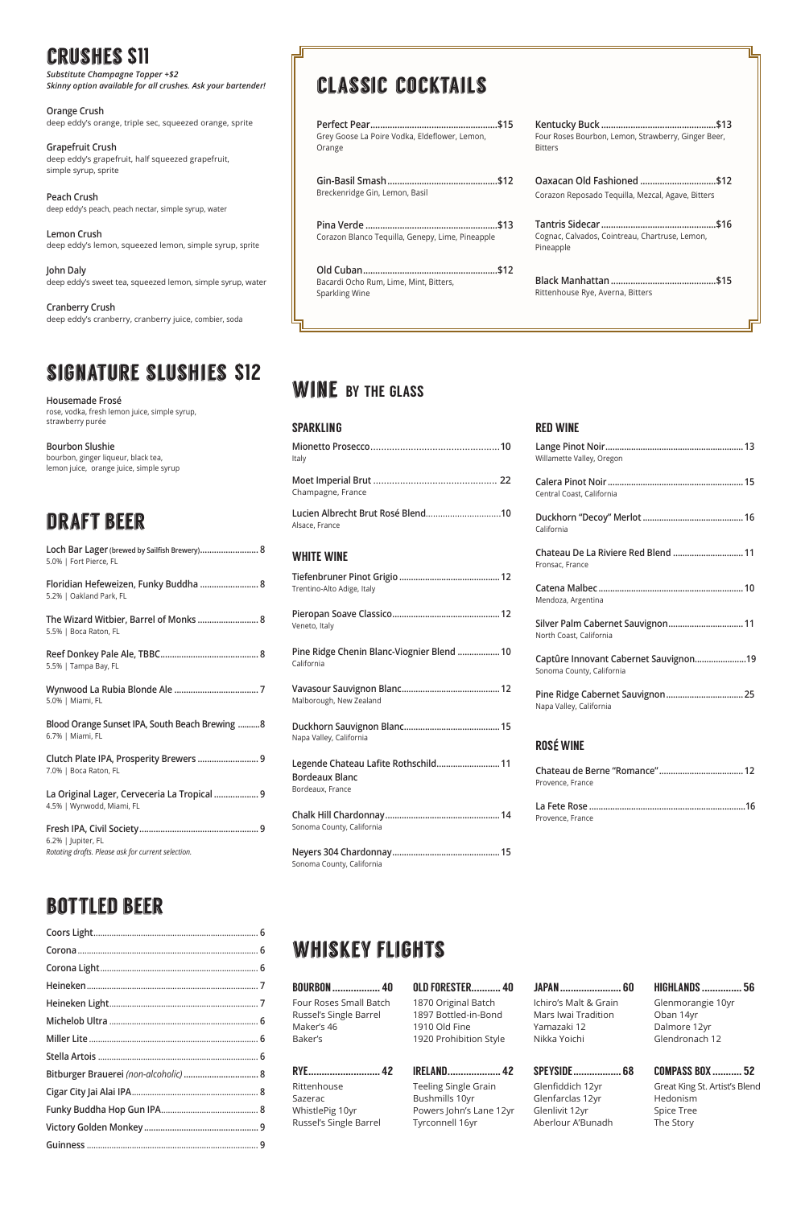# CRUSHES $11

*Substitute Champagne Topper +$2*
*Skinny option available for all crushes. Ask your bartender!*

**Orange Crush**
deep eddy's orange, triple sec, squeezed orange, sprite

**Grapefruit Crush**
deep eddy's grapefruit, half squeezed grapefruit, simple syrup, sprite

**Peach Crush**
deep eddy's peach, peach nectar, simple syrup, water

**Lemon Crush**
deep eddy's lemon, squeezed lemon, simple syrup, sprite

**John Daly**
deep eddy's sweet tea, squeezed lemon, simple syrup, water

**Cranberry Crush**
deep eddy's cranberry, cranberry juice, combier, soda

# SIGNATURE SLUSHIES $12

**Housemade Frosé**
rose, vodka, fresh lemon juice, simple syrup, strawberry purée

**Bourbon Slushie**
bourbon, ginger liqueur, black tea, lemon juice, orange juice, simple syrup

# DRAFT BEER

**Loch Bar Lager** (brewed by Sailfish Brewery) .......... 8
5.0% | Fort Pierce, FL

**Floridian Hefeweizen, Funky Buddha** .......... 8
5.2% | Oakland Park, FL

**The Wizard Witbier, Barrel of Monks** .......... 8
5.5% | Boca Raton, FL

**Reef Donkey Pale Ale, TBBC** .......... 8
5.5% | Tampa Bay, FL

**Wynwood La Rubia Blonde Ale** .......... 7
5.0% | Miami, FL

**Blood Orange Sunset IPA, South Beach Brewing** .......... 8
6.7% | Miami, FL

**Clutch Plate IPA, Prosperity Brewers** .......... 9
7.0% | Boca Raton, FL

**La Original Lager, Cerveceria La Tropical** .......... 9
4.5% | Wynwodd, Miami, FL

**Fresh IPA, Civil Society** .......... 9
6.2% | Jupiter, FL

*Rotating drafts. Please ask for current selection.*

# BOTTLED BEER

- Coors Light .......... 6
- Corona .......... 6
- Corona Light .......... 6
- Heineken .......... 7
- Heineken Light .......... 7
- Michelob Ultra .......... 6
- Miller Lite .......... 6
- Stella Artois .......... 6
- Bitburger Brauerei *(non-alcoholic)* .......... 8
- Cigar City Jai Alai IPA .......... 8
- Funky Buddha Hop Gun IPA .......... 8
- Victory Golden Monkey .......... 9
- Guinness .......... 9

# CLASSIC COCKTAILS

**Perfect Pear** .......... $15
Grey Goose La Poire Vodka, Eldeflower, Lemon, Orange

**Gin-Basil Smash** .......... $12
Breckenridge Gin, Lemon, Basil

**Pina Verde** .......... $13
Corazon Blanco Tequilla, Genepy, Lime, Pineapple

**Old Cuban** .......... $12
Bacardi Ocho Rum, Lime, Mint, Bitters, Sparkling Wine

**Kentucky Buck** .......... $13
Four Roses Bourbon, Lemon, Strawberry, Ginger Beer, Bitters

**Oaxacan Old Fashioned** .......... $12
Corazon Reposado Tequilla, Mezcal, Agave, Bitters

**Tantris Sidecar** .......... $16
Cognac, Calvados, Cointreau, Chartruse, Lemon, Pineapple

**Black Manhattan** .......... $15
Rittenhouse Rye, Averna, Bitters

# WINE BY THE GLASS

## SPARKLING

**Mionetto Prosecco** .......... 10
Italy

**Moet Imperial Brut** .......... 22
Champagne, France

**Lucien Albrecht Brut Rosé Blend** .......... 10
Alsace, France

## WHITE WINE

**Tiefenbruner Pinot Grigio** .......... 12
Trentino-Alto Adige, Italy

**Pieropan Soave Classico** .......... 12
Veneto, Italy

**Pine Ridge Chenin Blanc-Viognier Blend** .......... 10
California

**Vavasour Sauvignon Blanc** .......... 12
Malborough, New Zealand

**Duckhorn Sauvignon Blanc** .......... 15
Napa Valley, California

**Legende Chateau Lafite Rothschild Bordeaux Blanc** .......... 11
Bordeaux, France

**Chalk Hill Chardonnay** .......... 14
Sonoma County, California

**Neyers 304 Chardonnay** .......... 15
Sonoma County, California

## RED WINE

**Lange Pinot Noir** .......... 13
Willamette Valley, Oregon

**Calera Pinot Noir** .......... 15
Central Coast, California

**Duckhorn "Decoy" Merlot** .......... 16
California

**Chateau De La Riviere Red Blend** .......... 11
Fronsac, France

**Catena Malbec** .......... 10
Mendoza, Argentina

**Silver Palm Cabernet Sauvignon** .......... 11
North Coast, California

**Captûre Innovant Cabernet Sauvignon** .......... 19
Sonoma County, California

**Pine Ridge Cabernet Sauvignon** .......... 25
Napa Valley, California

## ROSÉ WINE

**Chateau de Berne "Romance"** .......... 12
Provence, France

**La Fete Rose** .......... 16
Provence, France

# WHISKEY FLIGHTS

**BOURBON .......... 40**
Four Roses Small Batch
Russel's Single Barrel
Maker's 46
Baker's

**OLD FORESTER .......... 40**
1870 Original Batch
1897 Bottled-in-Bond
1910 Old Fine
1920 Prohibition Style

**JAPAN .......... 60**
Ichiro's Malt & Grain
Mars Iwai Tradition
Yamazaki 12
Nikka Yoichi

**HIGHLANDS .......... 56**
Glenmorangie 10yr
Oban 14yr
Dalmore 12yr
Glendronach 12

**RYE .......... 42**
Rittenhouse
Sazerac
WhistlePig 10yr
Russel's Single Barrel

**IRELAND .......... 42**
Teeling Single Grain
Bushmills 10yr
Powers John's Lane 12yr
Tyrconnell 16yr

**SPEYSIDE .......... 68**
Glenfiddich 12yr
Glenfarclas 12yr
Glenlivit 12yr
Aberlour A'Bunadh

**COMPASS BOX .......... 52**
Great King St. Artist's Blend
Hedonism
Spice Tree
The Story